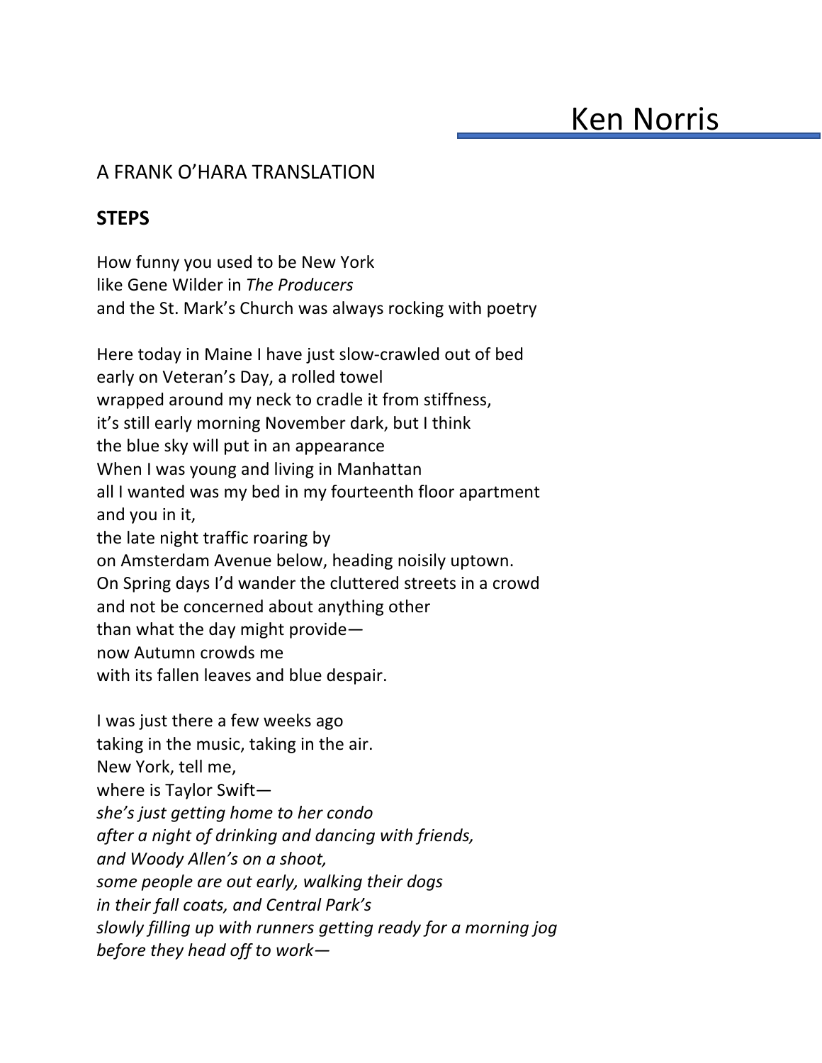# Ken Norris

A FRANK O'HARA TRANSLATION

## STEPS

How funny you used to be New York
like Gene Wilder in *The Producers*
and the St. Mark's Church was always rocking with poetry

Here today in Maine I have just slow-crawled out of bed
early on Veteran's Day, a rolled towel
wrapped around my neck to cradle it from stiffness,
it's still early morning November dark, but I think
the blue sky will put in an appearance
When I was young and living in Manhattan
all I wanted was my bed in my fourteenth floor apartment
and you in it,
the late night traffic roaring by
on Amsterdam Avenue below, heading noisily uptown.
On Spring days I'd wander the cluttered streets in a crowd
and not be concerned about anything other
than what the day might provide—
now Autumn crowds me
with its fallen leaves and blue despair.

I was just there a few weeks ago
taking in the music, taking in the air.
New York, tell me,
where is Taylor Swift—
*she's just getting home to her condo*
*after a night of drinking and dancing with friends,*
*and Woody Allen's on a shoot,*
*some people are out early, walking their dogs*
*in their fall coats, and Central Park's*
*slowly filling up with runners getting ready for a morning jog*
*before they head off to work—*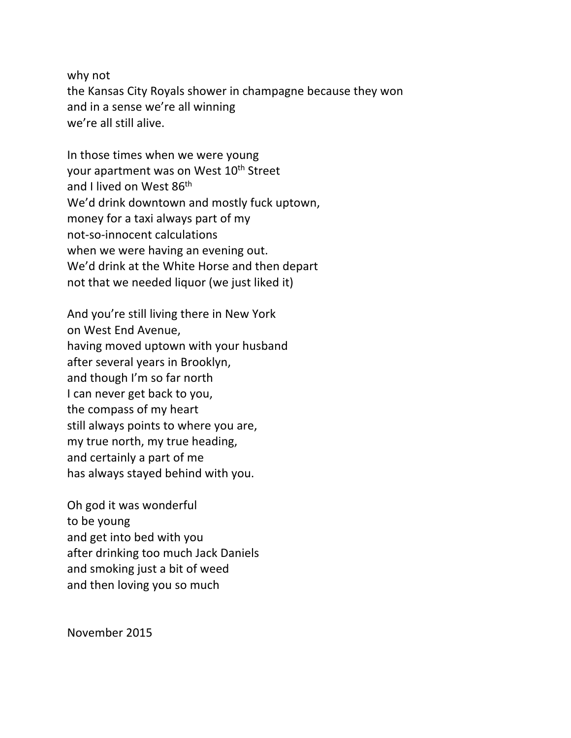why not
the Kansas City Royals shower in champagne because they won
and in a sense we're all winning
we're all still alive.

In those times when we were young
your apartment was on West 10th Street
and I lived on West 86th
We'd drink downtown and mostly fuck uptown,
money for a taxi always part of my
not-so-innocent calculations
when we were having an evening out.
We'd drink at the White Horse and then depart
not that we needed liquor (we just liked it)

And you're still living there in New York
on West End Avenue,
having moved uptown with your husband
after several years in Brooklyn,
and though I'm so far north
I can never get back to you,
the compass of my heart
still always points to where you are,
my true north, my true heading,
and certainly a part of me
has always stayed behind with you.

Oh god it was wonderful
to be young
and get into bed with you
after drinking too much Jack Daniels
and smoking just a bit of weed
and then loving you so much

November 2015